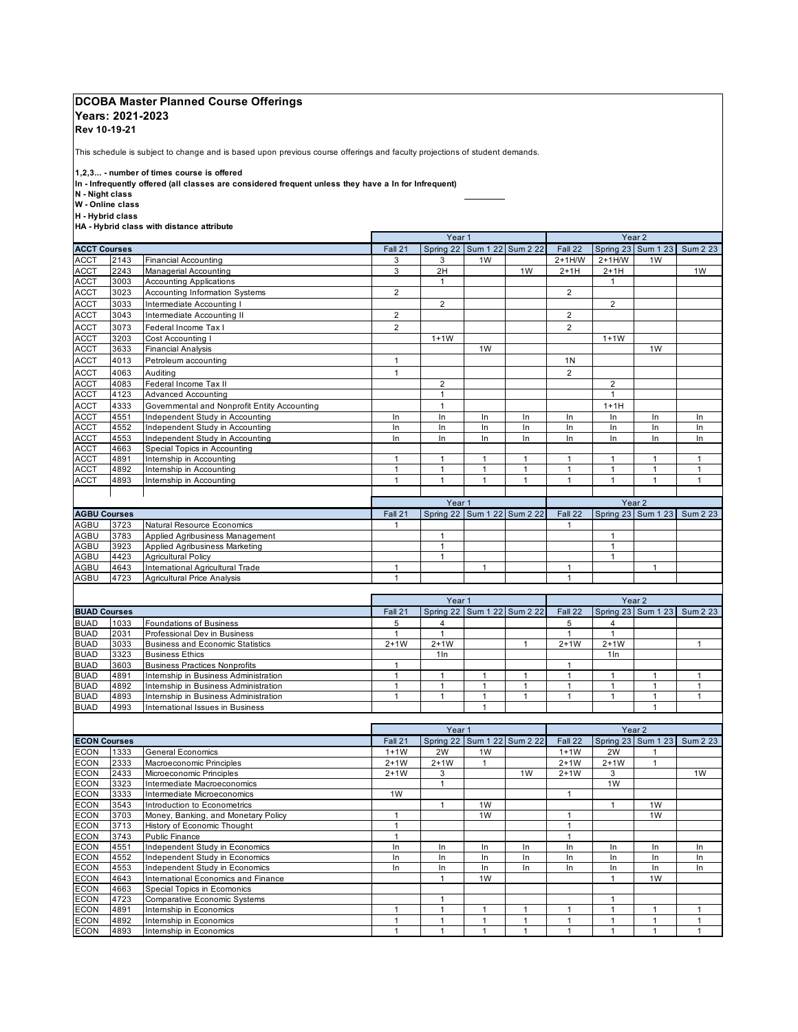# DCOBA Master Planned Course Offerings

## Years: 2021-2023

**Rev 10-19-21**

This schedule is subject to change and is based upon previous course offerings and faculty projections of student demands.

**1,2,3... - number of times course is offered**
**In - Infrequently offered (all classes are considered frequent unless they have a In for Infrequent)**
**N - Night class**
**W - Online class**
**H - Hybrid class**
**HA - Hybrid class with distance attribute**

| | | | Year 1 | | | | Year 2 | | | |
|---|---|---|---|---|---|---|---|---|---|---|
| **ACCT Courses** | | | Fall 21 | Spring 22 | Sum 1 22 | Sum 2 22 | Fall 22 | Spring 23 | Sum 1 23 | Sum 2 23 |
| ACCT | 2143 | Financial Accounting | 3 | 3 | 1W | | 2+1H/W | 2+1H/W | 1W | |
| ACCT | 2243 | Managerial Accounting | 3 | 2H | | 1W | 2+1H | 2+1H | | 1W |
| ACCT | 3003 | Accounting Applications | | 1 | | | | 1 | | |
| ACCT | 3023 | Accounting Information Systems | 2 | | | | 2 | | | |
| ACCT | 3033 | Intermediate Accounting I | | 2 | | | | 2 | | |
| ACCT | 3043 | Intermediate Accounting II | 2 | | | | 2 | | | |
| ACCT | 3073 | Federal Income Tax I | 2 | | | | 2 | | | |
| ACCT | 3203 | Cost Accounting I | | 1+1W | | | | 1+1W | | |
| ACCT | 3633 | Financial Analysis | | | 1W | | | | 1W | |
| ACCT | 4013 | Petroleum accounting | 1 | | | | 1N | | | |
| ACCT | 4063 | Auditing | 1 | | | | 2 | | | |
| ACCT | 4083 | Federal Income Tax II | | 2 | | | | 2 | | |
| ACCT | 4123 | Advanced Accounting | | 1 | | | | 1 | | |
| ACCT | 4333 | Governmental and Nonprofit Entity Accounting | | 1 | | | | 1+1H | | |
| ACCT | 4551 | Independent Study in Accounting | In | In | In | In | In | In | In | In |
| ACCT | 4552 | Independent Study in Accounting | In | In | In | In | In | In | In | In |
| ACCT | 4553 | Independent Study in Accounting | In | In | In | In | In | In | In | In |
| ACCT | 4663 | Special Topics in Accounting | | | | | | | | |
| ACCT | 4891 | Internship in Accounting | 1 | 1 | 1 | 1 | 1 | 1 | 1 | 1 |
| ACCT | 4892 | Internship in Accounting | 1 | 1 | 1 | 1 | 1 | 1 | 1 | 1 |
| ACCT | 4893 | Internship in Accounting | 1 | 1 | 1 | 1 | 1 | 1 | 1 | 1 |

| | | | Year 1 | | | | Year 2 | | | |
|---|---|---|---|---|---|---|---|---|---|---|
| **AGBU Courses** | | | Fall 21 | Spring 22 | Sum 1 22 | Sum 2 22 | Fall 22 | Spring 23 | Sum 1 23 | Sum 2 23 |
| AGBU | 3723 | Natural Resource Economics | 1 | | | | 1 | | | |
| AGBU | 3783 | Applied Agribusiness Management | | 1 | | | | 1 | | |
| AGBU | 3923 | Applied Agribusiness Marketing | | 1 | | | | 1 | | |
| AGBU | 4423 | Agricultural Policy | | 1 | | | | 1 | | |
| AGBU | 4643 | International Agricultural Trade | 1 | | 1 | | 1 | | 1 | |
| AGBU | 4723 | Agricultural Price Analysis | 1 | | | | 1 | | | |

| | | | Year 1 | | | | Year 2 | | | |
|---|---|---|---|---|---|---|---|---|---|---|
| **BUAD Courses** | | | Fall 21 | Spring 22 | Sum 1 22 | Sum 2 22 | Fall 22 | Spring 23 | Sum 1 23 | Sum 2 23 |
| BUAD | 1033 | Foundations of Business | 5 | 4 | | | 5 | 4 | | |
| BUAD | 2031 | Professional Dev in Business | 1 | 1 | | | 1 | 1 | | |
| BUAD | 3033 | Business and Economic Statistics | 2+1W | 2+1W | | 1 | 2+1W | 2+1W | | 1 |
| BUAD | 3323 | Business Ethics | | 1In | | | | 1In | | |
| BUAD | 3603 | Business Practices Nonprofits | 1 | | | | 1 | | | |
| BUAD | 4891 | Internship in Business Administration | 1 | 1 | 1 | 1 | 1 | 1 | 1 | 1 |
| BUAD | 4892 | Internship in Business Administration | 1 | 1 | 1 | 1 | 1 | 1 | 1 | 1 |
| BUAD | 4893 | Internship in Business Administration | 1 | 1 | 1 | 1 | 1 | 1 | 1 | 1 |
| BUAD | 4993 | International Issues in Business | | | 1 | | | | 1 | |

| | | | Year 1 | | | | Year 2 | | | |
|---|---|---|---|---|---|---|---|---|---|---|
| **ECON Courses** | | | Fall 21 | Spring 22 | Sum 1 22 | Sum 2 22 | Fall 22 | Spring 23 | Sum 1 23 | Sum 2 23 |
| ECON | 1333 | General Economics | 1+1W | 2W | 1W | | 1+1W | 2W | 1 | |
| ECON | 2333 | Macroeconomic Principles | 2+1W | 2+1W | 1 | | 2+1W | 2+1W | 1 | |
| ECON | 2433 | Microeconomic Principles | 2+1W | 3 | | 1W | 2+1W | 3 | | 1W |
| ECON | 3323 | Intermediate Macroeconomics | | 1 | | | | 1W | | |
| ECON | 3333 | Intermediate Microeconomics | 1W | | | | 1 | | | |
| ECON | 3543 | Introduction to Econometrics | | 1 | 1W | | | 1 | 1W | |
| ECON | 3703 | Money, Banking, and Monetary Policy | 1 | | 1W | | 1 | | 1W | |
| ECON | 3713 | History of Economic Thought | 1 | | | | 1 | | | |
| ECON | 3743 | Public Finance | 1 | | | | 1 | | | |
| ECON | 4551 | Independent Study in Economics | In | In | In | In | In | In | In | In |
| ECON | 4552 | Independent Study in Economics | In | In | In | In | In | In | In | In |
| ECON | 4553 | Independent Study in Economics | In | In | In | In | In | In | In | In |
| ECON | 4643 | International Economics and Finance | | 1 | 1W | | | 1 | 1W | |
| ECON | 4663 | Special Topics in Ecomonics | | | | | | | | |
| ECON | 4723 | Comparative Economic Systems | | 1 | | | | 1 | | |
| ECON | 4891 | Internship in Economics | 1 | 1 | 1 | 1 | 1 | 1 | 1 | 1 |
| ECON | 4892 | Internship in Economics | 1 | 1 | 1 | 1 | 1 | 1 | 1 | 1 |
| ECON | 4893 | Internship in Economics | 1 | 1 | 1 | 1 | 1 | 1 | 1 | 1 |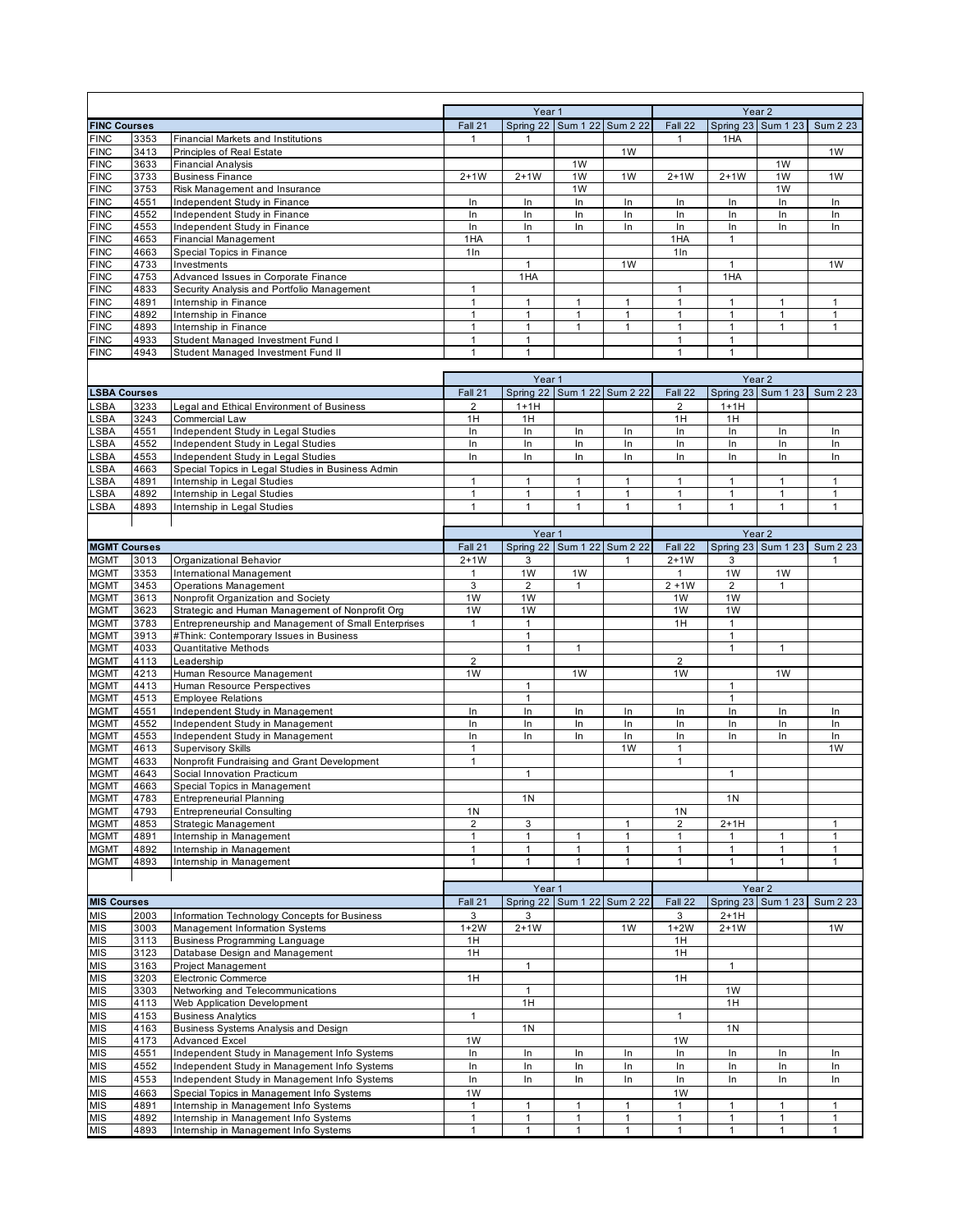| FINC Courses | | | Year 1 | | | | Year 2 | | | |
|---|---|---|---|---|---|---|---|---|---|---|
| | | | Fall 21 | Spring 22 | Sum 1 22 | Sum 2 22 | Fall 22 | Spring 23 | Sum 1 23 | Sum 2 23 |
| FINC | 3353 | Financial Markets and Institutions | 1 | 1 | | | 1 | 1HA | | |
| FINC | 3413 | Principles of Real Estate | | | | 1W | | | | 1W |
| FINC | 3633 | Financial Analysis | | | 1W | | | | 1W | |
| FINC | 3733 | Business Finance | 2+1W | 2+1W | 1W | 1W | 2+1W | 2+1W | 1W | 1W |
| FINC | 3753 | Risk Management and Insurance | | | 1W | | | | 1W | |
| FINC | 4551 | Independent Study in Finance | In | In | In | In | In | In | In | In |
| FINC | 4552 | Independent Study in Finance | In | In | In | In | In | In | In | In |
| FINC | 4553 | Independent Study in Finance | In | In | In | In | In | In | In | In |
| FINC | 4653 | Financial Management | 1HA | 1 | | | 1HA | 1 | | |
| FINC | 4663 | Special Topics in Finance | 1In | | | | 1In | | | |
| FINC | 4733 | Investments | | 1 | | 1W | | 1 | | 1W |
| FINC | 4753 | Advanced Issues in Corporate Finance | | 1HA | | | | 1HA | | |
| FINC | 4833 | Security Analysis and Portfolio Management | 1 | | | | 1 | | | |
| FINC | 4891 | Internship in Finance | 1 | 1 | 1 | 1 | 1 | 1 | 1 | 1 |
| FINC | 4892 | Internship in Finance | 1 | 1 | 1 | 1 | 1 | 1 | 1 | 1 |
| FINC | 4893 | Internship in Finance | 1 | 1 | 1 | 1 | 1 | 1 | 1 | 1 |
| FINC | 4933 | Student Managed Investment Fund I | 1 | 1 | | | 1 | 1 | | |
| FINC | 4943 | Student Managed Investment Fund II | 1 | 1 | | | 1 | 1 | | |

| LSBA Courses | | | Year 1 | | | | Year 2 | | | |
|---|---|---|---|---|---|---|---|---|---|---|
| | | | Fall 21 | Spring 22 | Sum 1 22 | Sum 2 22 | Fall 22 | Spring 23 | Sum 1 23 | Sum 2 23 |
| LSBA | 3233 | Legal and Ethical Environment of Business | 2 | 1+1H | | | 2 | 1+1H | | |
| LSBA | 3243 | Commercial Law | 1H | 1H | | | 1H | 1H | | |
| LSBA | 4551 | Independent Study in Legal Studies | In | In | In | In | In | In | In | In |
| LSBA | 4552 | Independent Study in Legal Studies | In | In | In | In | In | In | In | In |
| LSBA | 4553 | Independent Study in Legal Studies | In | In | In | In | In | In | In | In |
| LSBA | 4663 | Special Topics in Legal Studies in Business Admin | | | | | | | | |
| LSBA | 4891 | Internship in Legal Studies | 1 | 1 | 1 | 1 | 1 | 1 | 1 | 1 |
| LSBA | 4892 | Internship in Legal Studies | 1 | 1 | 1 | 1 | 1 | 1 | 1 | 1 |
| LSBA | 4893 | Internship in Legal Studies | 1 | 1 | 1 | 1 | 1 | 1 | 1 | 1 |

| MGMT Courses | | | Year 1 | | | | Year 2 | | | |
|---|---|---|---|---|---|---|---|---|---|---|
| | | | Fall 21 | Spring 22 | Sum 1 22 | Sum 2 22 | Fall 22 | Spring 23 | Sum 1 23 | Sum 2 23 |
| MGMT | 3013 | Organizational Behavior | 2+1W | 3 | | 1 | 2+1W | 3 | | 1 |
| MGMT | 3353 | International Management | 1 | 1W | 1W | | 1 | 1W | 1W | |
| MGMT | 3453 | Operations Management | 3 | 2 | 1 | | 2 +1W | 2 | 1 | |
| MGMT | 3613 | Nonprofit Organization and Society | 1W | 1W | | | 1W | 1W | | |
| MGMT | 3623 | Strategic and Human Management of Nonprofit Org | 1W | 1W | | | 1W | 1W | | |
| MGMT | 3783 | Entrepreneurship and Management of Small Enterprises | 1 | 1 | | | 1H | 1 | | |
| MGMT | 3913 | #Think: Contemporary Issues in Business | | 1 | | | | 1 | | |
| MGMT | 4033 | Quantitative Methods | | 1 | 1 | | | 1 | 1 | |
| MGMT | 4113 | Leadership | 2 | | | | 2 | | | |
| MGMT | 4213 | Human Resource Management | 1W | | 1W | | 1W | | 1W | |
| MGMT | 4413 | Human Resource Perspectives | | 1 | | | | 1 | | |
| MGMT | 4513 | Employee Relations | | 1 | | | | 1 | | |
| MGMT | 4551 | Independent Study in Management | In | In | In | In | In | In | In | In |
| MGMT | 4552 | Independent Study in Management | In | In | In | In | In | In | In | In |
| MGMT | 4553 | Independent Study in Management | In | In | In | In | In | In | In | In |
| MGMT | 4613 | Supervisory Skills | 1 | | | 1W | 1 | | | 1W |
| MGMT | 4633 | Nonprofit Fundraising and Grant Development | 1 | | | | 1 | | | |
| MGMT | 4643 | Social Innovation Practicum | | 1 | | | | 1 | | |
| MGMT | 4663 | Special Topics in Management | | | | | | | | |
| MGMT | 4783 | Entrepreneurial Planning | | 1N | | | | 1N | | |
| MGMT | 4793 | Entrepreneurial Consulting | 1N | | | | 1N | | | |
| MGMT | 4853 | Strategic Management | 2 | 3 | | 1 | 2 | 2+1H | | 1 |
| MGMT | 4891 | Internship in Management | 1 | 1 | 1 | 1 | 1 | 1 | 1 | 1 |
| MGMT | 4892 | Internship in Management | 1 | 1 | 1 | 1 | 1 | 1 | 1 | 1 |
| MGMT | 4893 | Internship in Management | 1 | 1 | 1 | 1 | 1 | 1 | 1 | 1 |

| MIS Courses | | | Year 1 | | | | Year 2 | | | |
|---|---|---|---|---|---|---|---|---|---|---|
| | | | Fall 21 | Spring 22 | Sum 1 22 | Sum 2 22 | Fall 22 | Spring 23 | Sum 1 23 | Sum 2 23 |
| MIS | 2003 | Information Technology Concepts for Business | 3 | 3 | | | 3 | 2+1H | | |
| MIS | 3003 | Management Information Systems | 1+2W | 2+1W | | 1W | 1+2W | 2+1W | | 1W |
| MIS | 3113 | Business Programming Language | 1H | | | | 1H | | | |
| MIS | 3123 | Database Design and Management | 1H | | | | 1H | | | |
| MIS | 3163 | Project Management | | 1 | | | | 1 | | |
| MIS | 3203 | Electronic Commerce | 1H | | | | 1H | | | |
| MIS | 3303 | Networking and Telecommunications | | 1 | | | | 1W | | |
| MIS | 4113 | Web Application Development | | 1H | | | | 1H | | |
| MIS | 4153 | Business Analytics | 1 | | | | 1 | | | |
| MIS | 4163 | Business Systems Analysis and Design | | 1N | | | | 1N | | |
| MIS | 4173 | Advanced Excel | 1W | | | | 1W | | | |
| MIS | 4551 | Independent Study in Management Info Systems | In | In | In | In | In | In | In | In |
| MIS | 4552 | Independent Study in Management Info Systems | In | In | In | In | In | In | In | In |
| MIS | 4553 | Independent Study in Management Info Systems | In | In | In | In | In | In | In | In |
| MIS | 4663 | Special Topics in Management Info Systems | 1W | | | | 1W | | | |
| MIS | 4891 | Internship in Management Info Systems | 1 | 1 | 1 | 1 | 1 | 1 | 1 | 1 |
| MIS | 4892 | Internship in Management Info Systems | 1 | 1 | 1 | 1 | 1 | 1 | 1 | 1 |
| MIS | 4893 | Internship in Management Info Systems | 1 | 1 | 1 | 1 | 1 | 1 | 1 | 1 |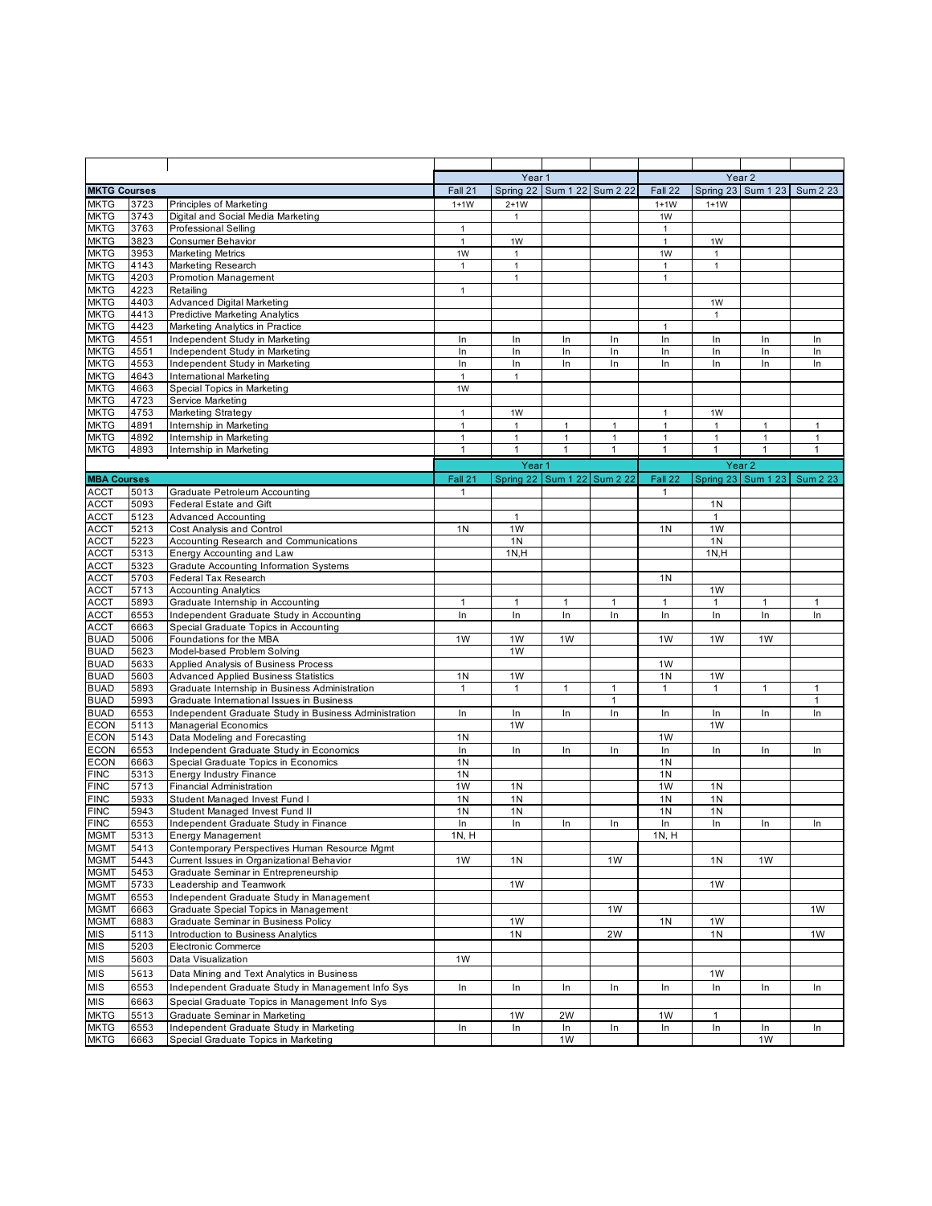| | | | Year 1 | | | | Year 2 | | | |
|---|---|---|---|---|---|---|---|---|---|---|
| **MKTG Courses** | | | Fall 21 | Spring 22 | Sum 1 22 | Sum 2 22 | Fall 22 | Spring 23 | Sum 1 23 | Sum 2 23 |
| MKTG | 3723 | Principles of Marketing | 1+1W | 2+1W | | | 1+1W | 1+1W | | |
| MKTG | 3743 | Digital and Social Media Marketing | | 1 | | | 1W | | | |
| MKTG | 3763 | Professional Selling | 1 | | | | 1 | | | |
| MKTG | 3823 | Consumer Behavior | 1 | 1W | | | 1 | 1W | | |
| MKTG | 3953 | Marketing Metrics | 1W | 1 | | | 1W | 1 | | |
| MKTG | 4143 | Marketing Research | 1 | 1 | | | 1 | 1 | | |
| MKTG | 4203 | Promotion Management | | 1 | | | 1 | | | |
| MKTG | 4223 | Retailing | 1 | | | | | | | |
| MKTG | 4403 | Advanced Digital Marketing | | | | | | 1W | | |
| MKTG | 4413 | Predictive Marketing Analytics | | | | | | 1 | | |
| MKTG | 4423 | Marketing Analytics in Practice | | | | | 1 | | | |
| MKTG | 4551 | Independent Study in Marketing | In | In | In | In | In | In | In | In |
| MKTG | 4551 | Independent Study in Marketing | In | In | In | In | In | In | In | In |
| MKTG | 4553 | Independent Study in Marketing | In | In | In | In | In | In | In | In |
| MKTG | 4643 | International Marketing | 1 | 1 | | | | | | |
| MKTG | 4663 | Special Topics in Marketing | 1W | | | | | | | |
| MKTG | 4723 | Service Marketing | | | | | | | | |
| MKTG | 4753 | Marketing Strategy | 1 | 1W | | | 1 | 1W | | |
| MKTG | 4891 | Internship in Marketing | 1 | 1 | 1 | 1 | 1 | 1 | 1 | 1 |
| MKTG | 4892 | Internship in Marketing | 1 | 1 | 1 | 1 | 1 | 1 | 1 | 1 |
| MKTG | 4893 | Internship in Marketing | 1 | 1 | 1 | 1 | 1 | 1 | 1 | 1 |
| | | | Year 1 | | | | Year 2 | | | |
| **MBA Courses** | | | Fall 21 | Spring 22 | Sum 1 22 | Sum 2 22 | Fall 22 | Spring 23 | Sum 1 23 | Sum 2 23 |
| ACCT | 5013 | Graduate Petroleum Accounting | 1 | | | | 1 | | | |
| ACCT | 5093 | Federal Estate and Gift | | | | | | 1N | | |
| ACCT | 5123 | Advanced Accounting | | 1 | | | | 1 | | |
| ACCT | 5213 | Cost Analysis and Control | 1N | 1W | | | 1N | 1W | | |
| ACCT | 5223 | Accounting Research and Communications | | 1N | | | | 1N | | |
| ACCT | 5313 | Energy Accounting and Law | | 1N,H | | | | 1N,H | | |
| ACCT | 5323 | Gradute Accounting Information Systems | | | | | | | | |
| ACCT | 5703 | Federal Tax Research | | | | | 1N | | | |
| ACCT | 5713 | Accounting Analytics | | | | | | 1W | | |
| ACCT | 5893 | Graduate Internship in Accounting | 1 | 1 | 1 | 1 | 1 | 1 | 1 | 1 |
| ACCT | 6553 | Independent Graduate Study in Accounting | In | In | In | In | In | In | In | In |
| ACCT | 6663 | Special Graduate Topics in Accounting | | | | | | | | |
| BUAD | 5006 | Foundations for the MBA | 1W | 1W | 1W | | 1W | 1W | 1W | |
| BUAD | 5623 | Model-based Problem Solving | | 1W | | | | | | |
| BUAD | 5633 | Applied Analysis of Business Process | | | | | 1W | | | |
| BUAD | 5603 | Advanced Applied Business Statistics | 1N | 1W | | | 1N | 1W | | |
| BUAD | 5893 | Graduate Internship in Business Administration | 1 | 1 | 1 | 1 | 1 | 1 | 1 | 1 |
| BUAD | 5993 | Graduate International Issues in Business | | | | 1 | | | | 1 |
| BUAD | 6553 | Independent Graduate Study in Business Administration | In | In | In | In | In | In | In | In |
| ECON | 5113 | Managerial Economics | | 1W | | | | 1W | | |
| ECON | 5143 | Data Modeling and Forecasting | 1N | | | | 1W | | | |
| ECON | 6553 | Independent Graduate Study in Economics | In | In | In | In | In | In | In | In |
| ECON | 6663 | Special Graduate Topics in Economics | 1N | | | | 1N | | | |
| FINC | 5313 | Energy Industry Finance | 1N | | | | 1N | | | |
| FINC | 5713 | Financial Administration | 1W | 1N | | | 1W | 1N | | |
| FINC | 5933 | Student Managed Invest Fund I | 1N | 1N | | | 1N | 1N | | |
| FINC | 5943 | Student Managed Invest Fund II | 1N | 1N | | | 1N | 1N | | |
| FINC | 6553 | Independent Graduate Study in Finance | In | In | In | In | In | In | In | In |
| MGMT | 5313 | Energy Management | 1N, H | | | | 1N, H | | | |
| MGMT | 5413 | Contemporary Perspectives Human Resource Mgmt | | | | | | | | |
| MGMT | 5443 | Current Issues in Organizational Behavior | 1W | 1N | | 1W | | 1N | 1W | |
| MGMT | 5453 | Graduate Seminar in Entrepreneurship | | | | | | | | |
| MGMT | 5733 | Leadership and Teamwork | | 1W | | | | 1W | | |
| MGMT | 6553 | Independent Graduate Study in Management | | | | | | | | |
| MGMT | 6663 | Graduate Special Topics in Management | | | | 1W | | | | 1W |
| MGMT | 6883 | Graduate Seminar in Business Policy | | 1W | | | 1N | 1W | | |
| MIS | 5113 | Introduction to Business Analytics | | 1N | | 2W | | 1N | | 1W |
| MIS | 5203 | Electronic Commerce | | | | | | | | |
| MIS | 5603 | Data Visualization | 1W | | | | | | | |
| MIS | 5613 | Data Mining and Text Analytics in Business | | | | | | 1W | | |
| MIS | 6553 | Independent Graduate Study in Management Info Sys | In | In | In | In | In | In | In | In |
| MIS | 6663 | Special Graduate Topics in Management Info Sys | | | | | | | | |
| MKTG | 5513 | Graduate Seminar in Marketing | | 1W | 2W | | 1W | 1 | | |
| MKTG | 6553 | Independent Graduate Study in Marketing | In | In | In | In | In | In | In | In |
| MKTG | 6663 | Special Graduate Topics in Marketing | | | 1W | | | | 1W | |